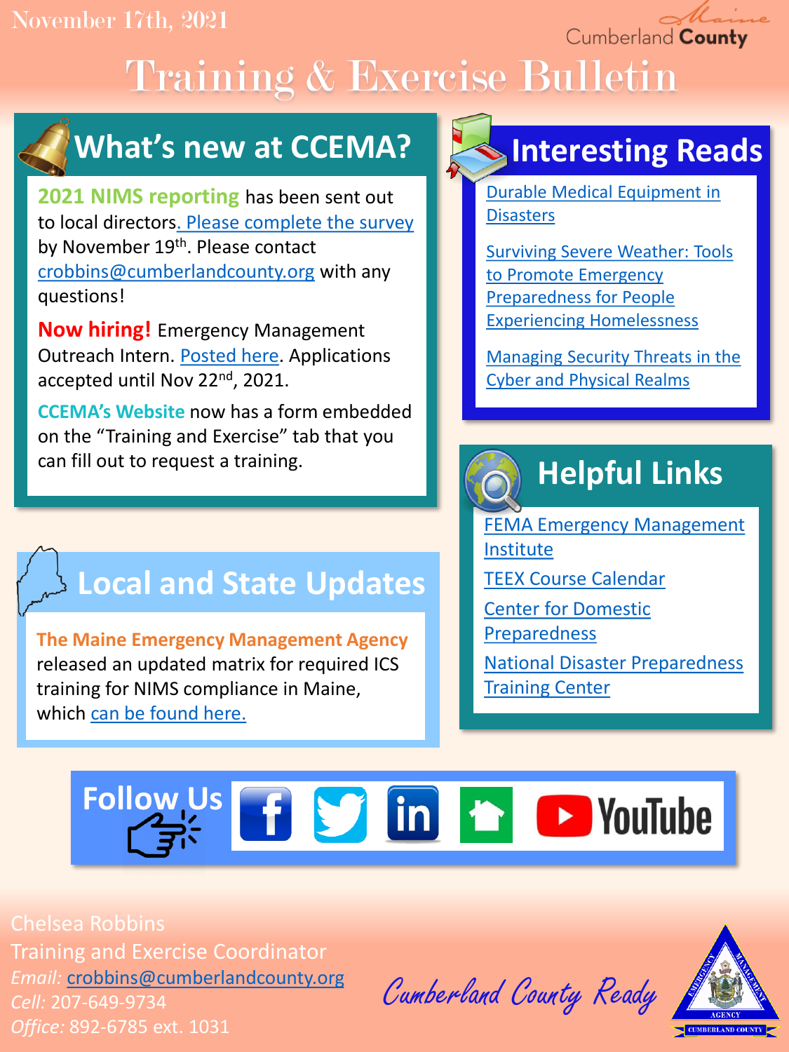November 17th, 2021

Cumberland County

# Training & Exercise Bulletin

## What's new at CCEMA?

**2021 NIMS reporting** has been sent out to local directors. Please complete the survey by November 19th. Please contact crobbins@cumberlandcounty.org with any questions!

**Now hiring!** Emergency Management Outreach Intern. Posted here. Applications accepted until Nov 22nd, 2021.

**CCEMA's Website** now has a form embedded on the "Training and Exercise" tab that you can fill out to request a training.

## Interesting Reads

- Durable Medical Equipment in Disasters
- Surviving Severe Weather: Tools to Promote Emergency Preparedness for People Experiencing Homelessness
- Managing Security Threats in the Cyber and Physical Realms

## Local and State Updates

**The Maine Emergency Management Agency** released an updated matrix for required ICS training for NIMS compliance in Maine, which can be found here.

## Helpful Links

- FEMA Emergency Management Institute
- TEEX Course Calendar
- Center for Domestic Preparedness
- National Disaster Preparedness Training Center

## Follow Us

Facebook | Twitter | LinkedIn | YouTube

Chelsea Robbins
Training and Exercise Coordinator
*Email:* crobbins@cumberlandcounty.org
*Cell:* 207-649-9734
*Office:* 892-6785 ext. 1031

Cumberland County Ready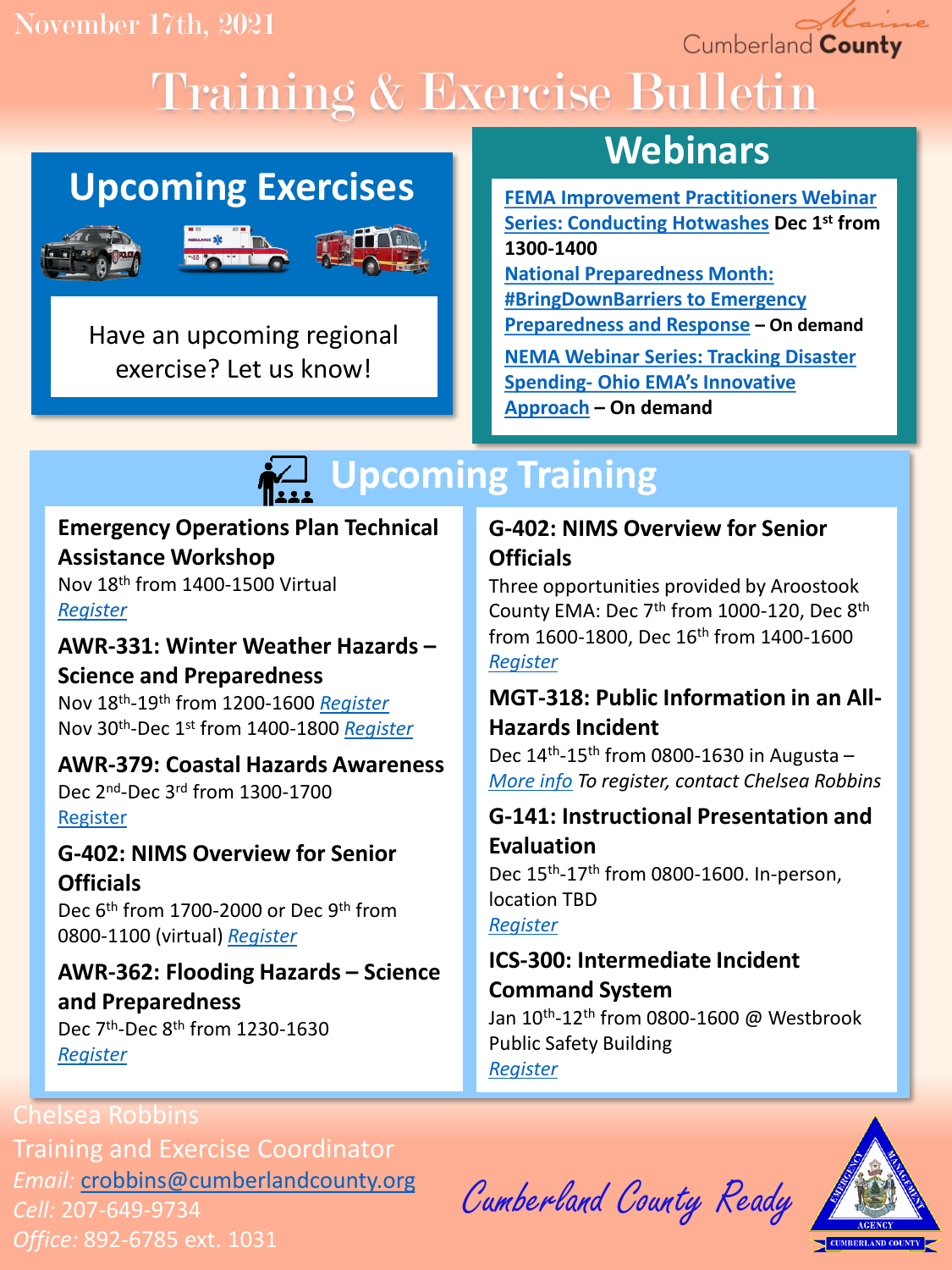November 17th, 2021

Cumberland County

# Training & Exercise Bulletin

## Upcoming Exercises

Have an upcoming regional exercise? Let us know!

## Webinars

FEMA Improvement Practitioners Webinar Series: Conducting Hotwashes **Dec 1st from 1300-1400**

National Preparedness Month: #BringDownBarriers to Emergency Preparedness and Response **– On demand**

NEMA Webinar Series: Tracking Disaster Spending- Ohio EMA's Innovative Approach **– On demand**

## Upcoming Training

### Emergency Operations Plan Technical Assistance Workshop

Nov 18th from 1400-1500 Virtual
*Register*

### AWR-331: Winter Weather Hazards – Science and Preparedness

Nov 18th-19th from 1200-1600 *Register*
Nov 30th-Dec 1st from 1400-1800 *Register*

### AWR-379: Coastal Hazards Awareness

Dec 2nd-Dec 3rd from 1300-1700
*Register*

### G-402: NIMS Overview for Senior Officials

Dec 6th from 1700-2000 or Dec 9th from 0800-1100 (virtual) *Register*

### AWR-362: Flooding Hazards – Science and Preparedness

Dec 7th-Dec 8th from 1230-1630
*Register*

### G-402: NIMS Overview for Senior Officials

Three opportunities provided by Aroostook County EMA: Dec 7th from 1000-120, Dec 8th from 1600-1800, Dec 16th from 1400-1600
*Register*

### MGT-318: Public Information in an All-Hazards Incident

Dec 14th-15th from 0800-1630 in Augusta – *More info* *To register, contact Chelsea Robbins*

### G-141: Instructional Presentation and Evaluation

Dec 15th-17th from 0800-1600. In-person, location TBD
*Register*

### ICS-300: Intermediate Incident Command System

Jan 10th-12th from 0800-1600 @ Westbrook Public Safety Building
*Register*

Chelsea Robbins
Training and Exercise Coordinator
*Email:* crobbins@cumberlandcounty.org
*Cell:* 207-649-9734
*Office:* 892-6785 ext. 1031

Cumberland County Ready

Emergency Management Agency Cumberland County